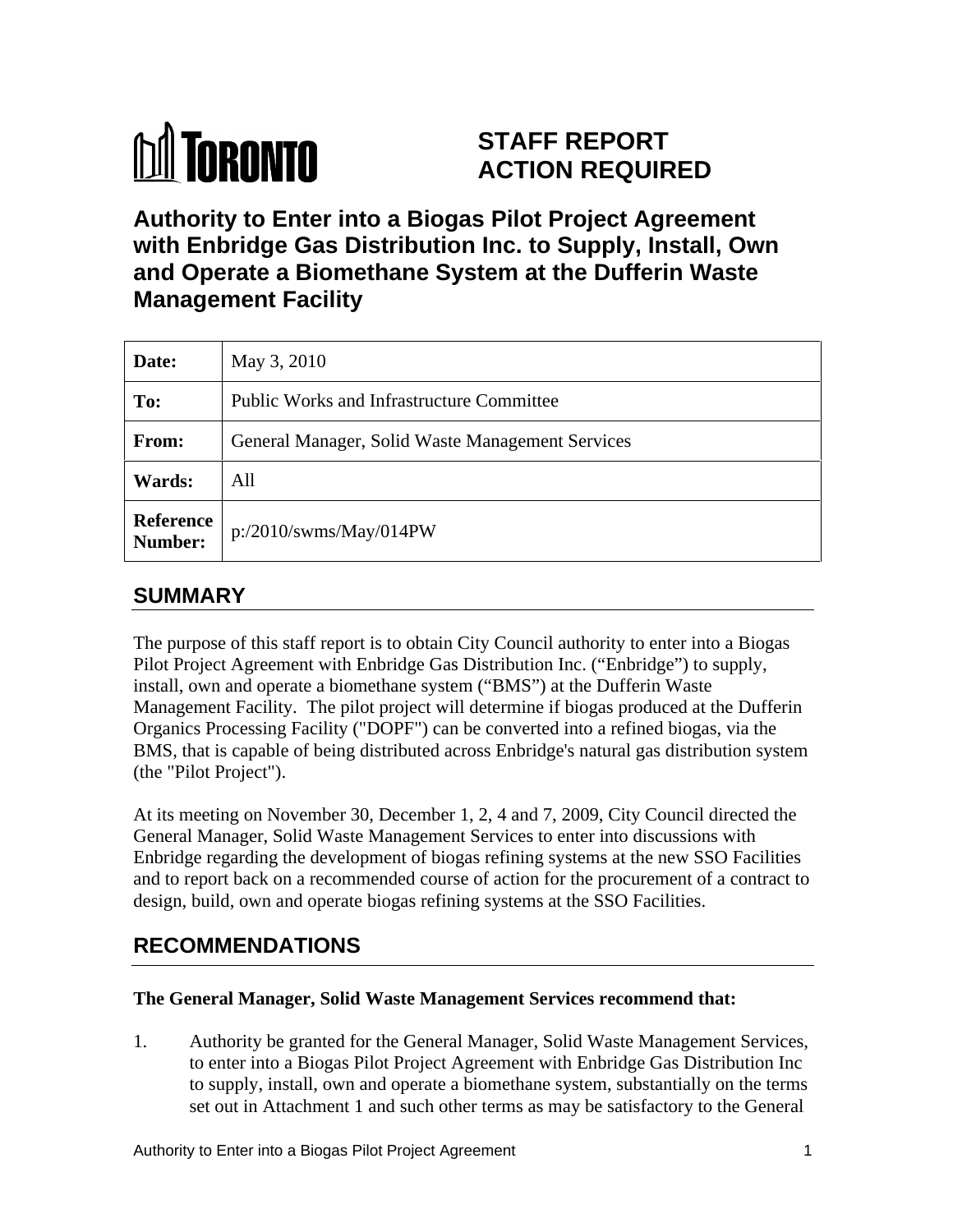TORONTO

# STAFF REPORT ACTION REQUIRED

# Authority to Enter into a Biogas Pilot Project Agreement with Enbridge Gas Distribution Inc. to Supply, Install, Own and Operate a Biomethane System at the Dufferin Waste Management Facility

| | |
|---|---|
| **Date:** | May 3, 2010 |
| **To:** | Public Works and Infrastructure Committee |
| **From:** | General Manager, Solid Waste Management Services |
| **Wards:** | All |
| **Reference Number:** | p:/2010/swms/May/014PW |

## SUMMARY

The purpose of this staff report is to obtain City Council authority to enter into a Biogas Pilot Project Agreement with Enbridge Gas Distribution Inc. ("Enbridge") to supply, install, own and operate a biomethane system ("BMS") at the Dufferin Waste Management Facility. The pilot project will determine if biogas produced at the Dufferin Organics Processing Facility ("DOPF") can be converted into a refined biogas, via the BMS, that is capable of being distributed across Enbridge's natural gas distribution system (the "Pilot Project").

At its meeting on November 30, December 1, 2, 4 and 7, 2009, City Council directed the General Manager, Solid Waste Management Services to enter into discussions with Enbridge regarding the development of biogas refining systems at the new SSO Facilities and to report back on a recommended course of action for the procurement of a contract to design, build, own and operate biogas refining systems at the SSO Facilities.

## RECOMMENDATIONS

**The General Manager, Solid Waste Management Services recommend that:**

1. Authority be granted for the General Manager, Solid Waste Management Services, to enter into a Biogas Pilot Project Agreement with Enbridge Gas Distribution Inc to supply, install, own and operate a biomethane system, substantially on the terms set out in Attachment 1 and such other terms as may be satisfactory to the General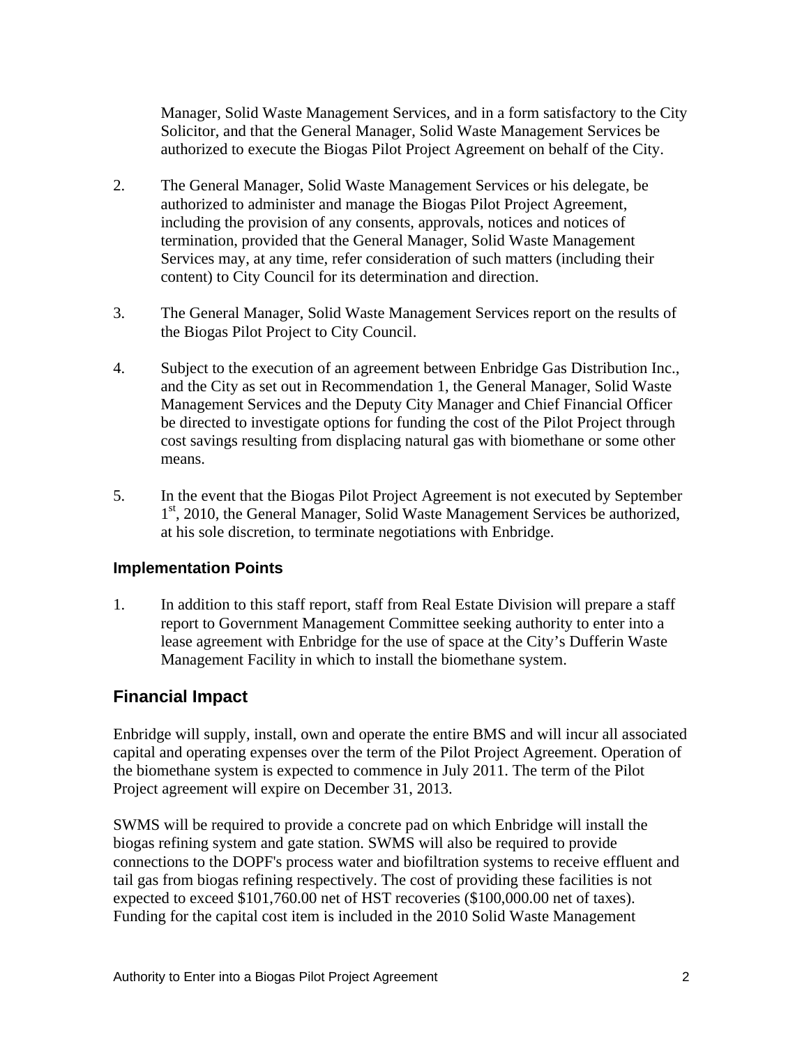Manager, Solid Waste Management Services, and in a form satisfactory to the City Solicitor, and that the General Manager, Solid Waste Management Services be authorized to execute the Biogas Pilot Project Agreement on behalf of the City.

2. The General Manager, Solid Waste Management Services or his delegate, be authorized to administer and manage the Biogas Pilot Project Agreement, including the provision of any consents, approvals, notices and notices of termination, provided that the General Manager, Solid Waste Management Services may, at any time, refer consideration of such matters (including their content) to City Council for its determination and direction.

3. The General Manager, Solid Waste Management Services report on the results of the Biogas Pilot Project to City Council.

4. Subject to the execution of an agreement between Enbridge Gas Distribution Inc., and the City as set out in Recommendation 1, the General Manager, Solid Waste Management Services and the Deputy City Manager and Chief Financial Officer be directed to investigate options for funding the cost of the Pilot Project through cost savings resulting from displacing natural gas with biomethane or some other means.

5. In the event that the Biogas Pilot Project Agreement is not executed by September 1st, 2010, the General Manager, Solid Waste Management Services be authorized, at his sole discretion, to terminate negotiations with Enbridge.

### Implementation Points

1. In addition to this staff report, staff from Real Estate Division will prepare a staff report to Government Management Committee seeking authority to enter into a lease agreement with Enbridge for the use of space at the City's Dufferin Waste Management Facility in which to install the biomethane system.

## Financial Impact

Enbridge will supply, install, own and operate the entire BMS and will incur all associated capital and operating expenses over the term of the Pilot Project Agreement. Operation of the biomethane system is expected to commence in July 2011. The term of the Pilot Project agreement will expire on December 31, 2013.

SWMS will be required to provide a concrete pad on which Enbridge will install the biogas refining system and gate station. SWMS will also be required to provide connections to the DOPF's process water and biofiltration systems to receive effluent and tail gas from biogas refining respectively. The cost of providing these facilities is not expected to exceed $101,760.00 net of HST recoveries ($100,000.00 net of taxes). Funding for the capital cost item is included in the 2010 Solid Waste Management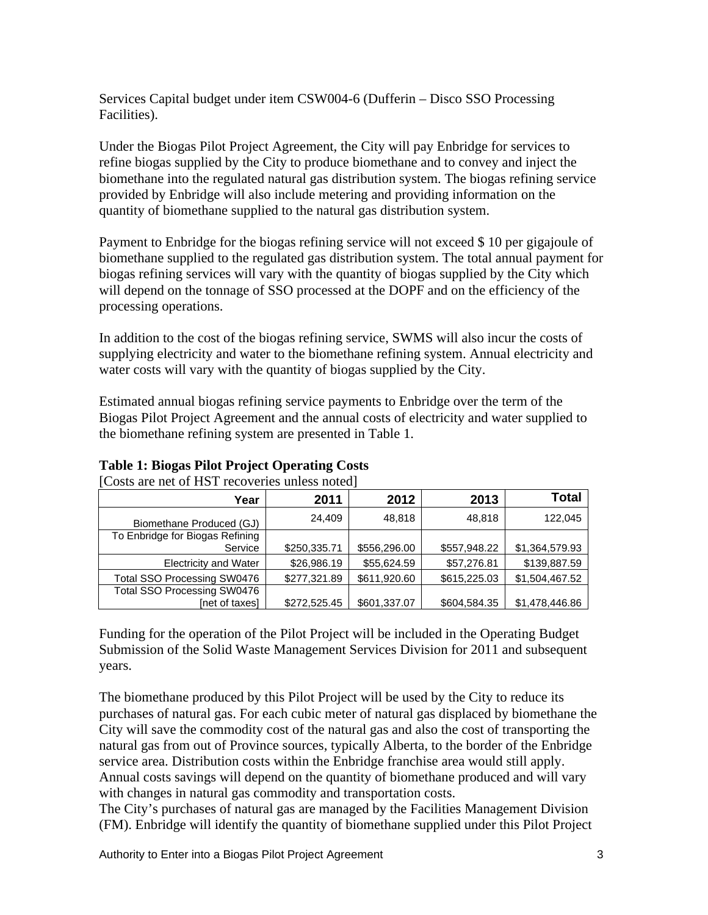Services Capital budget under item CSW004-6 (Dufferin – Disco SSO Processing Facilities).

Under the Biogas Pilot Project Agreement, the City will pay Enbridge for services to refine biogas supplied by the City to produce biomethane and to convey and inject the biomethane into the regulated natural gas distribution system. The biogas refining service provided by Enbridge will also include metering and providing information on the quantity of biomethane supplied to the natural gas distribution system.

Payment to Enbridge for the biogas refining service will not exceed $ 10 per gigajoule of biomethane supplied to the regulated gas distribution system. The total annual payment for biogas refining services will vary with the quantity of biogas supplied by the City which will depend on the tonnage of SSO processed at the DOPF and on the efficiency of the processing operations.

In addition to the cost of the biogas refining service, SWMS will also incur the costs of supplying electricity and water to the biomethane refining system. Annual electricity and water costs will vary with the quantity of biogas supplied by the City.

Estimated annual biogas refining service payments to Enbridge over the term of the Biogas Pilot Project Agreement and the annual costs of electricity and water supplied to the biomethane refining system are presented in Table 1.

**Table 1: Biogas Pilot Project Operating Costs**

[Costs are net of HST recoveries unless noted]

| Year | 2011 | 2012 | 2013 | Total |
|---|---|---|---|---|
| Biomethane Produced (GJ) | 24,409 | 48,818 | 48,818 | 122,045 |
| To Enbridge for Biogas Refining Service | $250,335.71 | $556,296.00 | $557,948.22 | $1,364,579.93 |
| Electricity and Water | $26,986.19 | $55,624.59 | $57,276.81 | $139,887.59 |
| Total SSO Processing SW0476 | $277,321.89 | $611,920.60 | $615,225.03 | $1,504,467.52 |
| Total SSO Processing SW0476 [net of taxes] | $272,525.45 | $601,337.07 | $604,584.35 | $1,478,446.86 |

Funding for the operation of the Pilot Project will be included in the Operating Budget Submission of the Solid Waste Management Services Division for 2011 and subsequent years.

The biomethane produced by this Pilot Project will be used by the City to reduce its purchases of natural gas. For each cubic meter of natural gas displaced by biomethane the City will save the commodity cost of the natural gas and also the cost of transporting the natural gas from out of Province sources, typically Alberta, to the border of the Enbridge service area. Distribution costs within the Enbridge franchise area would still apply. Annual costs savings will depend on the quantity of biomethane produced and will vary with changes in natural gas commodity and transportation costs.
The City's purchases of natural gas are managed by the Facilities Management Division (FM). Enbridge will identify the quantity of biomethane supplied under this Pilot Project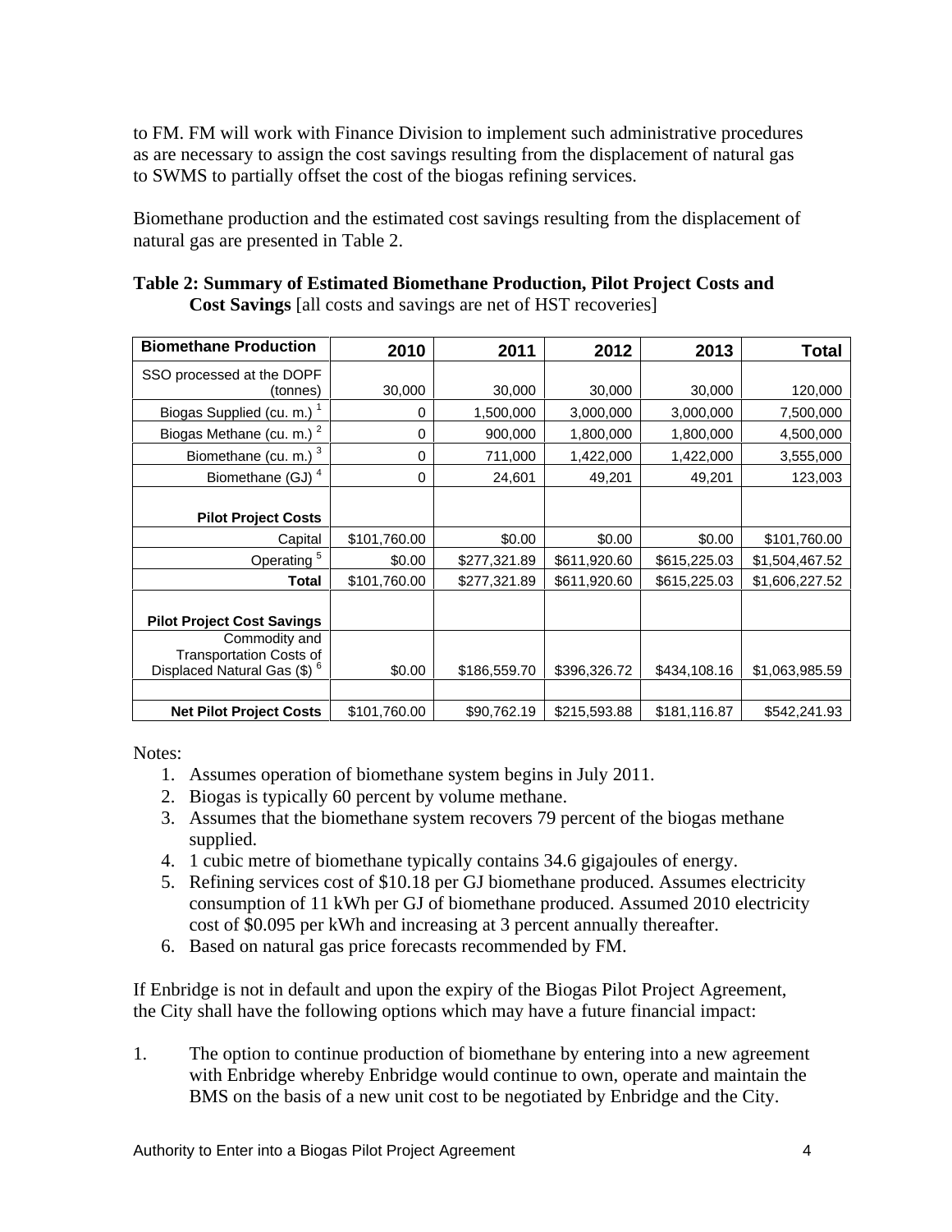to FM. FM will work with Finance Division to implement such administrative procedures as are necessary to assign the cost savings resulting from the displacement of natural gas to SWMS to partially offset the cost of the biogas refining services.

Biomethane production and the estimated cost savings resulting from the displacement of natural gas are presented in Table 2.

**Table 2: Summary of Estimated Biomethane Production, Pilot Project Costs and Cost Savings** [all costs and savings are net of HST recoveries]

| Biomethane Production | 2010 | 2011 | 2012 | 2013 | Total |
|---|---|---|---|---|---|
| SSO processed at the DOPF (tonnes) | 30,000 | 30,000 | 30,000 | 30,000 | 120,000 |
| Biogas Supplied (cu. m.) [1] | 0 | 1,500,000 | 3,000,000 | 3,000,000 | 7,500,000 |
| Biogas Methane (cu. m.) [2] | 0 | 900,000 | 1,800,000 | 1,800,000 | 4,500,000 |
| Biomethane (cu. m.) [3] | 0 | 711,000 | 1,422,000 | 1,422,000 | 3,555,000 |
| Biomethane (GJ) [4] | 0 | 24,601 | 49,201 | 49,201 | 123,003 |
| **Pilot Project Costs** | | | | | |
| Capital | $101,760.00 | $0.00 | $0.00 | $0.00 | $101,760.00 |
| Operating [5] | $0.00 | $277,321.89 | $611,920.60 | $615,225.03 | $1,504,467.52 |
| **Total** | $101,760.00 | $277,321.89 | $611,920.60 | $615,225.03 | $1,606,227.52 |
| **Pilot Project Cost Savings** | | | | | |
| Commodity and Transportation Costs of Displaced Natural Gas ($) [6] | $0.00 | $186,559.70 | $396,326.72 | $434,108.16 | $1,063,985.59 |
| | | | | | |
| **Net Pilot Project Costs** | $101,760.00 | $90,762.19 | $215,593.88 | $181,116.87 | $542,241.93 |

Notes:

1. Assumes operation of biomethane system begins in July 2011.
2. Biogas is typically 60 percent by volume methane.
3. Assumes that the biomethane system recovers 79 percent of the biogas methane supplied.
4. 1 cubic metre of biomethane typically contains 34.6 gigajoules of energy.
5. Refining services cost of $10.18 per GJ biomethane produced. Assumes electricity consumption of 11 kWh per GJ of biomethane produced. Assumed 2010 electricity cost of $0.095 per kWh and increasing at 3 percent annually thereafter.
6. Based on natural gas price forecasts recommended by FM.

If Enbridge is not in default and upon the expiry of the Biogas Pilot Project Agreement, the City shall have the following options which may have a future financial impact:

1. The option to continue production of biomethane by entering into a new agreement with Enbridge whereby Enbridge would continue to own, operate and maintain the BMS on the basis of a new unit cost to be negotiated by Enbridge and the City.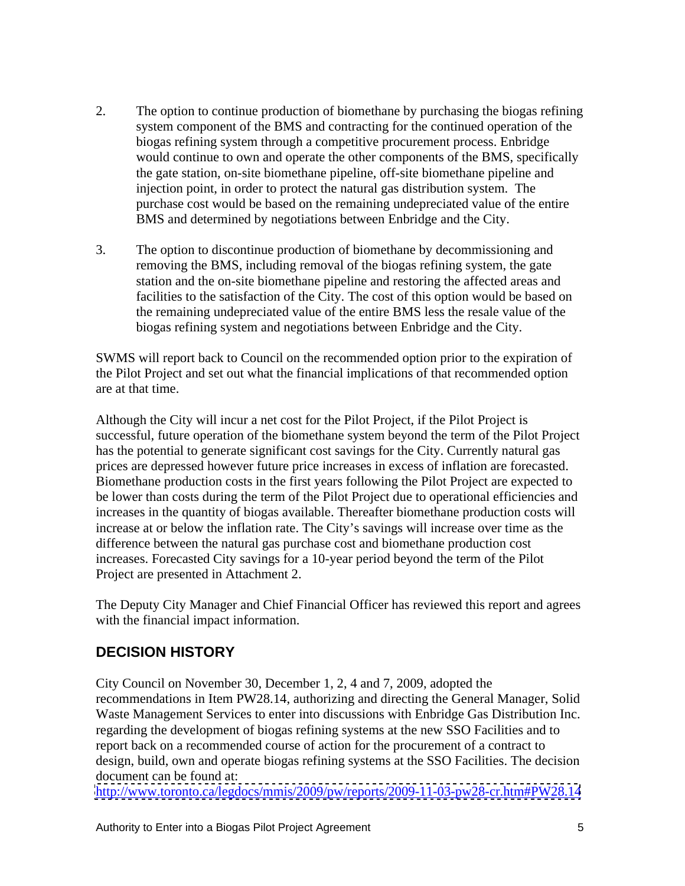2. The option to continue production of biomethane by purchasing the biogas refining system component of the BMS and contracting for the continued operation of the biogas refining system through a competitive procurement process. Enbridge would continue to own and operate the other components of the BMS, specifically the gate station, on-site biomethane pipeline, off-site biomethane pipeline and injection point, in order to protect the natural gas distribution system. The purchase cost would be based on the remaining undepreciated value of the entire BMS and determined by negotiations between Enbridge and the City.

3. The option to discontinue production of biomethane by decommissioning and removing the BMS, including removal of the biogas refining system, the gate station and the on-site biomethane pipeline and restoring the affected areas and facilities to the satisfaction of the City. The cost of this option would be based on the remaining undepreciated value of the entire BMS less the resale value of the biogas refining system and negotiations between Enbridge and the City.

SWMS will report back to Council on the recommended option prior to the expiration of the Pilot Project and set out what the financial implications of that recommended option are at that time.

Although the City will incur a net cost for the Pilot Project, if the Pilot Project is successful, future operation of the biomethane system beyond the term of the Pilot Project has the potential to generate significant cost savings for the City. Currently natural gas prices are depressed however future price increases in excess of inflation are forecasted. Biomethane production costs in the first years following the Pilot Project are expected to be lower than costs during the term of the Pilot Project due to operational efficiencies and increases in the quantity of biogas available. Thereafter biomethane production costs will increase at or below the inflation rate. The City's savings will increase over time as the difference between the natural gas purchase cost and biomethane production cost increases. Forecasted City savings for a 10-year period beyond the term of the Pilot Project are presented in Attachment 2.

The Deputy City Manager and Chief Financial Officer has reviewed this report and agrees with the financial impact information.

## DECISION HISTORY

City Council on November 30, December 1, 2, 4 and 7, 2009, adopted the recommendations in Item PW28.14, authorizing and directing the General Manager, Solid Waste Management Services to enter into discussions with Enbridge Gas Distribution Inc. regarding the development of biogas refining systems at the new SSO Facilities and to report back on a recommended course of action for the procurement of a contract to design, build, own and operate biogas refining systems at the SSO Facilities. The decision document can be found at:
http://www.toronto.ca/legdocs/mmis/2009/pw/reports/2009-11-03-pw28-cr.htm#PW28.14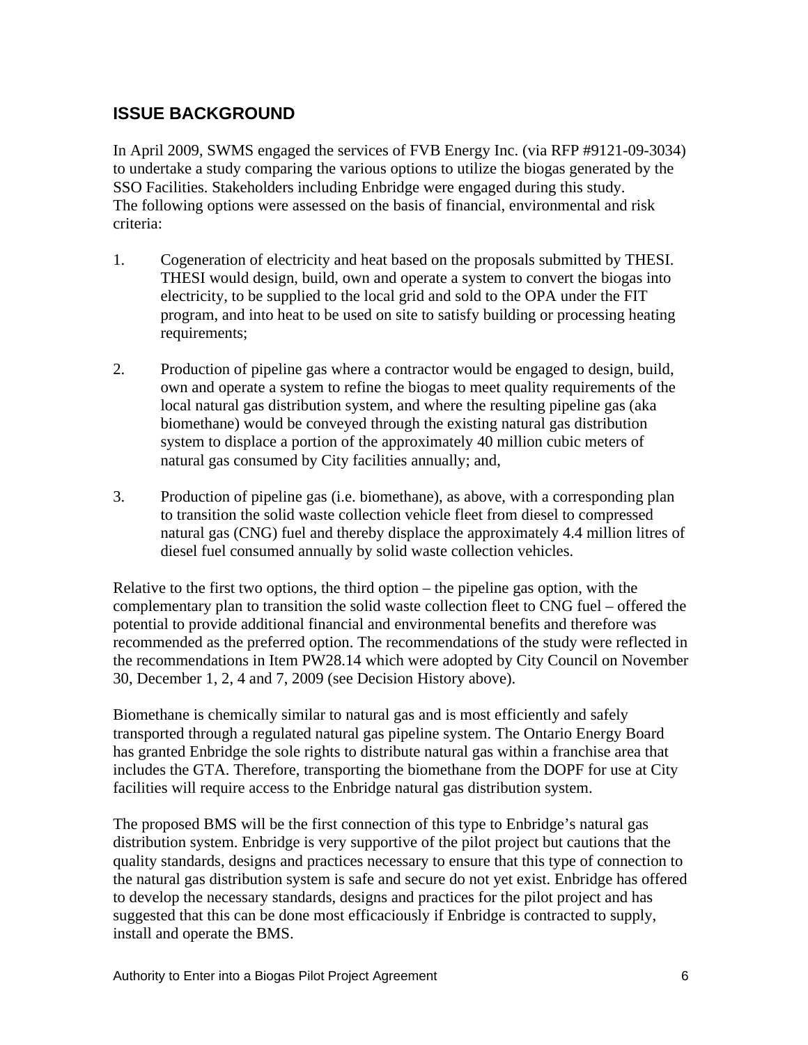## ISSUE BACKGROUND

In April 2009, SWMS engaged the services of FVB Energy Inc. (via RFP #9121-09-3034) to undertake a study comparing the various options to utilize the biogas generated by the SSO Facilities. Stakeholders including Enbridge were engaged during this study. The following options were assessed on the basis of financial, environmental and risk criteria:

1. Cogeneration of electricity and heat based on the proposals submitted by THESI. THESI would design, build, own and operate a system to convert the biogas into electricity, to be supplied to the local grid and sold to the OPA under the FIT program, and into heat to be used on site to satisfy building or processing heating requirements;

2. Production of pipeline gas where a contractor would be engaged to design, build, own and operate a system to refine the biogas to meet quality requirements of the local natural gas distribution system, and where the resulting pipeline gas (aka biomethane) would be conveyed through the existing natural gas distribution system to displace a portion of the approximately 40 million cubic meters of natural gas consumed by City facilities annually; and,

3. Production of pipeline gas (i.e. biomethane), as above, with a corresponding plan to transition the solid waste collection vehicle fleet from diesel to compressed natural gas (CNG) fuel and thereby displace the approximately 4.4 million litres of diesel fuel consumed annually by solid waste collection vehicles.

Relative to the first two options, the third option – the pipeline gas option, with the complementary plan to transition the solid waste collection fleet to CNG fuel – offered the potential to provide additional financial and environmental benefits and therefore was recommended as the preferred option. The recommendations of the study were reflected in the recommendations in Item PW28.14 which were adopted by City Council on November 30, December 1, 2, 4 and 7, 2009 (see Decision History above).

Biomethane is chemically similar to natural gas and is most efficiently and safely transported through a regulated natural gas pipeline system. The Ontario Energy Board has granted Enbridge the sole rights to distribute natural gas within a franchise area that includes the GTA. Therefore, transporting the biomethane from the DOPF for use at City facilities will require access to the Enbridge natural gas distribution system.

The proposed BMS will be the first connection of this type to Enbridge's natural gas distribution system. Enbridge is very supportive of the pilot project but cautions that the quality standards, designs and practices necessary to ensure that this type of connection to the natural gas distribution system is safe and secure do not yet exist. Enbridge has offered to develop the necessary standards, designs and practices for the pilot project and has suggested that this can be done most efficaciously if Enbridge is contracted to supply, install and operate the BMS.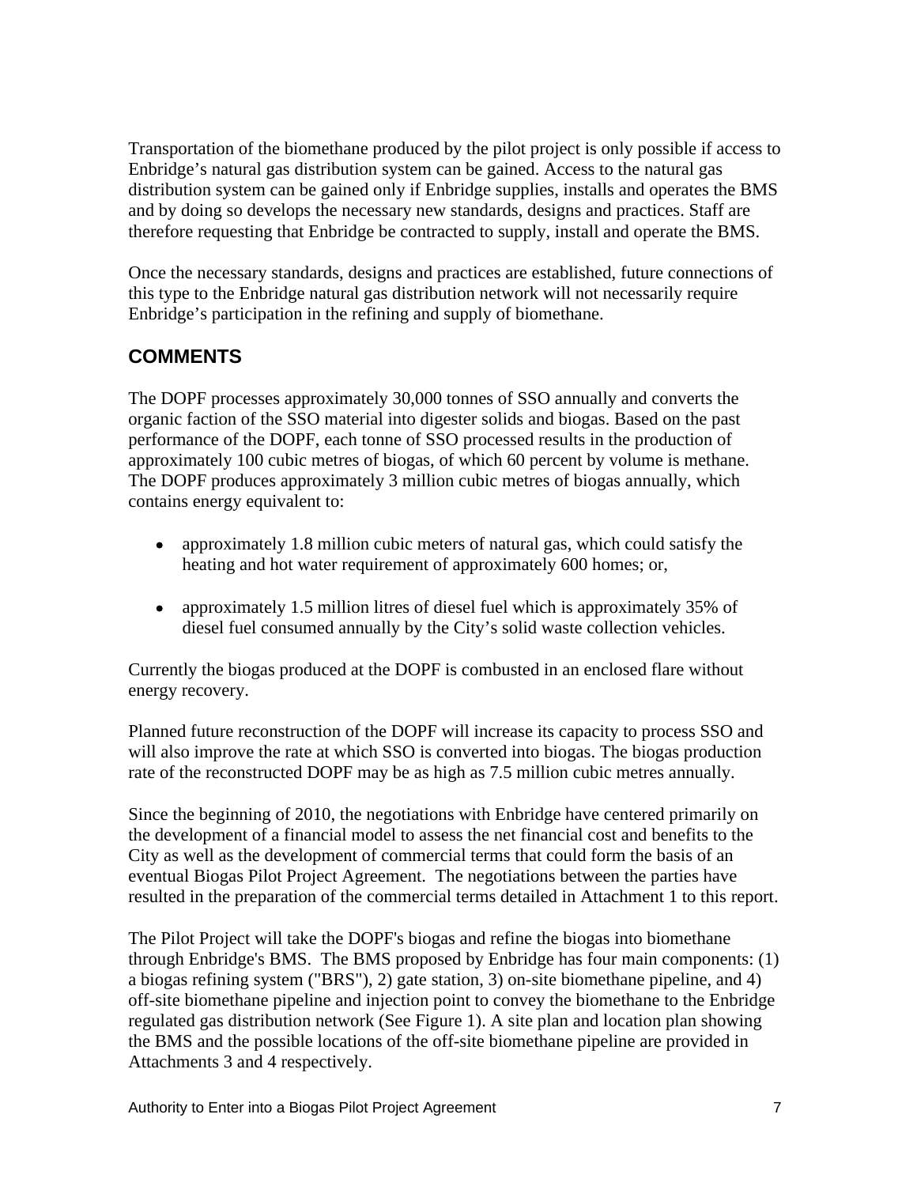Transportation of the biomethane produced by the pilot project is only possible if access to Enbridge's natural gas distribution system can be gained. Access to the natural gas distribution system can be gained only if Enbridge supplies, installs and operates the BMS and by doing so develops the necessary new standards, designs and practices. Staff are therefore requesting that Enbridge be contracted to supply, install and operate the BMS.

Once the necessary standards, designs and practices are established, future connections of this type to the Enbridge natural gas distribution network will not necessarily require Enbridge's participation in the refining and supply of biomethane.

## COMMENTS

The DOPF processes approximately 30,000 tonnes of SSO annually and converts the organic faction of the SSO material into digester solids and biogas. Based on the past performance of the DOPF, each tonne of SSO processed results in the production of approximately 100 cubic metres of biogas, of which 60 percent by volume is methane. The DOPF produces approximately 3 million cubic metres of biogas annually, which contains energy equivalent to:

- approximately 1.8 million cubic meters of natural gas, which could satisfy the heating and hot water requirement of approximately 600 homes; or,
- approximately 1.5 million litres of diesel fuel which is approximately 35% of diesel fuel consumed annually by the City's solid waste collection vehicles.

Currently the biogas produced at the DOPF is combusted in an enclosed flare without energy recovery.

Planned future reconstruction of the DOPF will increase its capacity to process SSO and will also improve the rate at which SSO is converted into biogas. The biogas production rate of the reconstructed DOPF may be as high as 7.5 million cubic metres annually.

Since the beginning of 2010, the negotiations with Enbridge have centered primarily on the development of a financial model to assess the net financial cost and benefits to the City as well as the development of commercial terms that could form the basis of an eventual Biogas Pilot Project Agreement. The negotiations between the parties have resulted in the preparation of the commercial terms detailed in Attachment 1 to this report.

The Pilot Project will take the DOPF's biogas and refine the biogas into biomethane through Enbridge's BMS. The BMS proposed by Enbridge has four main components: (1) a biogas refining system ("BRS"), 2) gate station, 3) on-site biomethane pipeline, and 4) off-site biomethane pipeline and injection point to convey the biomethane to the Enbridge regulated gas distribution network (See Figure 1). A site plan and location plan showing the BMS and the possible locations of the off-site biomethane pipeline are provided in Attachments 3 and 4 respectively.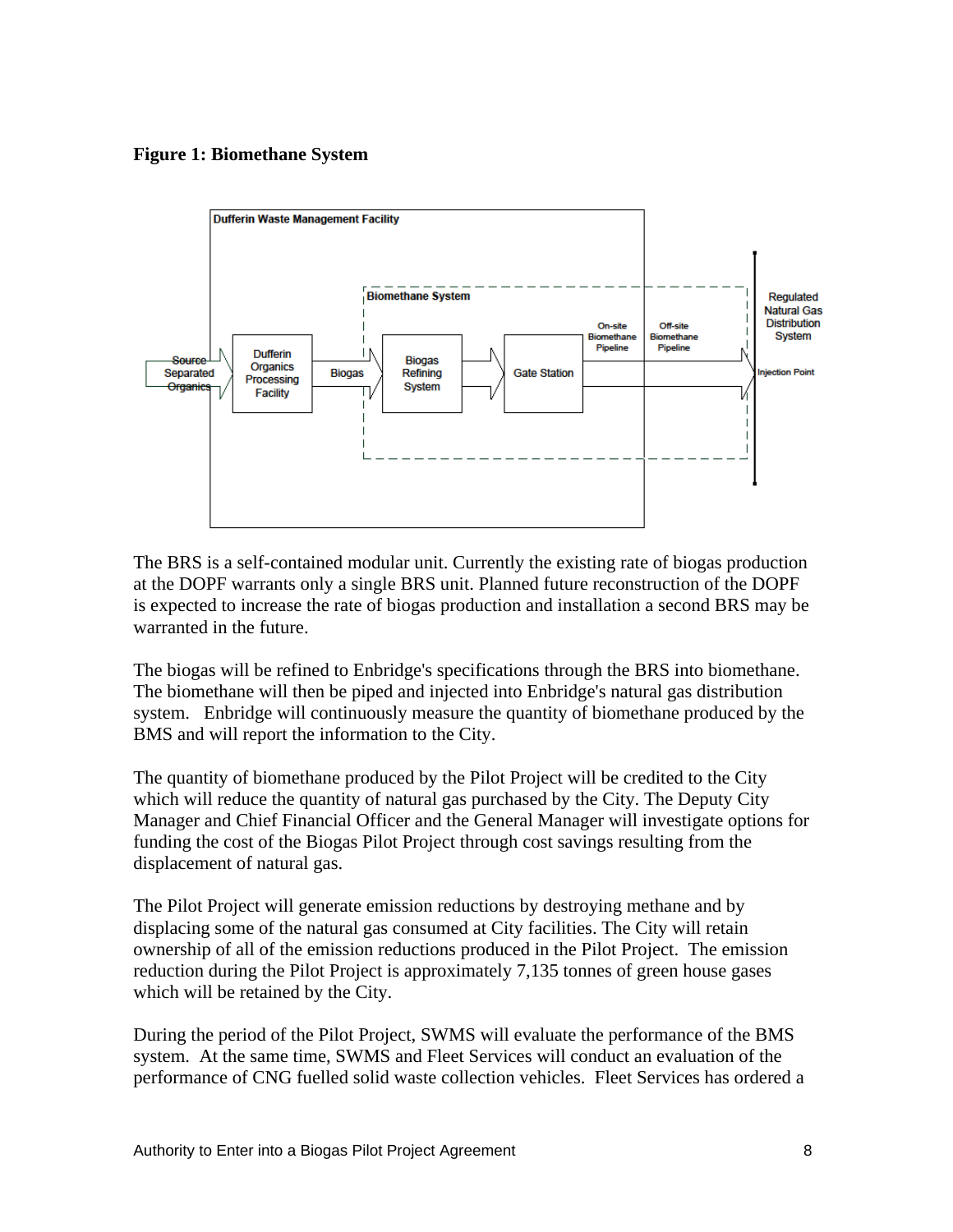**Figure 1: Biomethane System**

The BRS is a self-contained modular unit. Currently the existing rate of biogas production at the DOPF warrants only a single BRS unit. Planned future reconstruction of the DOPF is expected to increase the rate of biogas production and installation a second BRS may be warranted in the future.

The biogas will be refined to Enbridge's specifications through the BRS into biomethane. The biomethane will then be piped and injected into Enbridge's natural gas distribution system. Enbridge will continuously measure the quantity of biomethane produced by the BMS and will report the information to the City.

The quantity of biomethane produced by the Pilot Project will be credited to the City which will reduce the quantity of natural gas purchased by the City. The Deputy City Manager and Chief Financial Officer and the General Manager will investigate options for funding the cost of the Biogas Pilot Project through cost savings resulting from the displacement of natural gas.

The Pilot Project will generate emission reductions by destroying methane and by displacing some of the natural gas consumed at City facilities. The City will retain ownership of all of the emission reductions produced in the Pilot Project. The emission reduction during the Pilot Project is approximately 7,135 tonnes of green house gases which will be retained by the City.

During the period of the Pilot Project, SWMS will evaluate the performance of the BMS system. At the same time, SWMS and Fleet Services will conduct an evaluation of the performance of CNG fuelled solid waste collection vehicles. Fleet Services has ordered a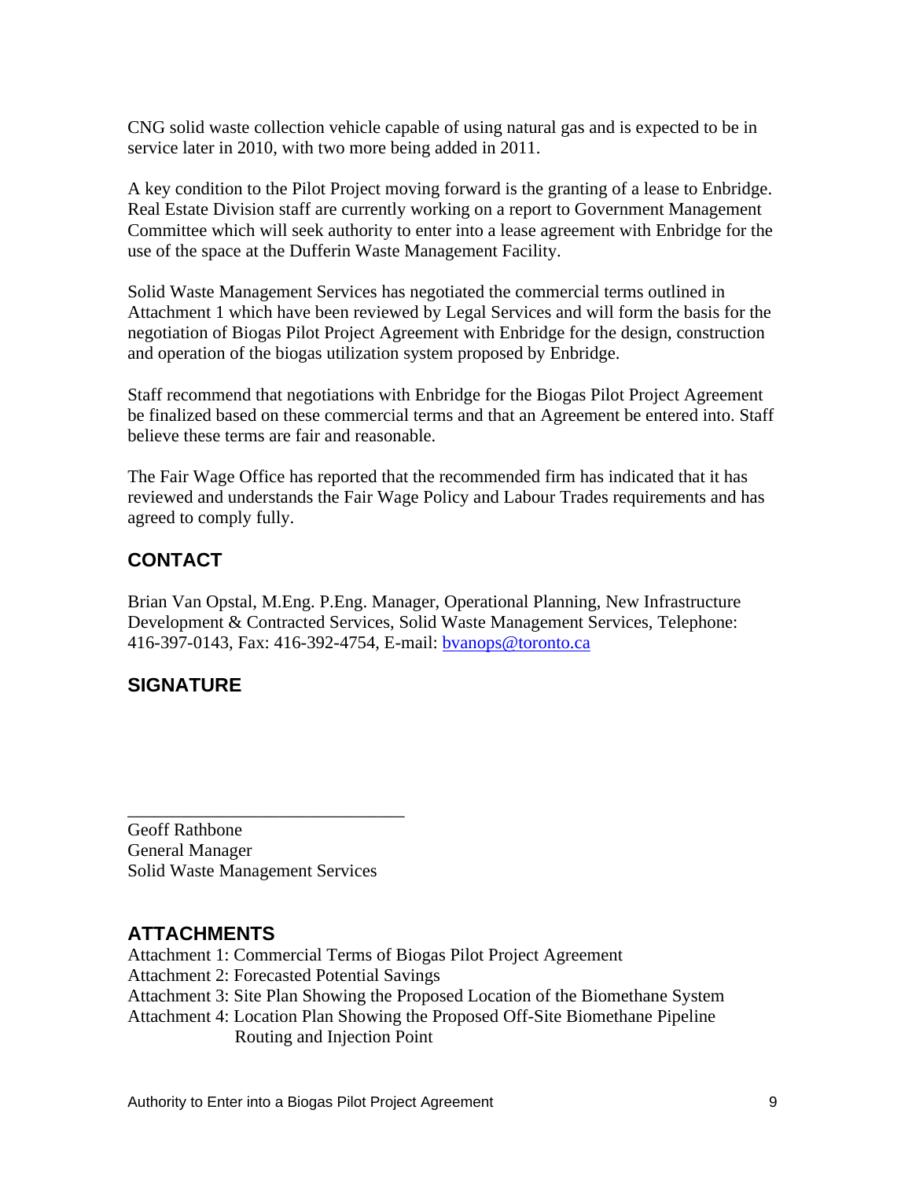CNG solid waste collection vehicle capable of using natural gas and is expected to be in service later in 2010, with two more being added in 2011.

A key condition to the Pilot Project moving forward is the granting of a lease to Enbridge. Real Estate Division staff are currently working on a report to Government Management Committee which will seek authority to enter into a lease agreement with Enbridge for the use of the space at the Dufferin Waste Management Facility.

Solid Waste Management Services has negotiated the commercial terms outlined in Attachment 1 which have been reviewed by Legal Services and will form the basis for the negotiation of Biogas Pilot Project Agreement with Enbridge for the design, construction and operation of the biogas utilization system proposed by Enbridge.

Staff recommend that negotiations with Enbridge for the Biogas Pilot Project Agreement be finalized based on these commercial terms and that an Agreement be entered into. Staff believe these terms are fair and reasonable.

The Fair Wage Office has reported that the recommended firm has indicated that it has reviewed and understands the Fair Wage Policy and Labour Trades requirements and has agreed to comply fully.

## CONTACT

Brian Van Opstal, M.Eng. P.Eng. Manager, Operational Planning, New Infrastructure Development & Contracted Services, Solid Waste Management Services, Telephone: 416-397-0143, Fax: 416-392-4754, E-mail: bvanops@toronto.ca

## SIGNATURE

_______________________________

Geoff Rathbone
General Manager
Solid Waste Management Services

## ATTACHMENTS

Attachment 1: Commercial Terms of Biogas Pilot Project Agreement
Attachment 2: Forecasted Potential Savings
Attachment 3: Site Plan Showing the Proposed Location of the Biomethane System
Attachment 4: Location Plan Showing the Proposed Off-Site Biomethane Pipeline Routing and Injection Point